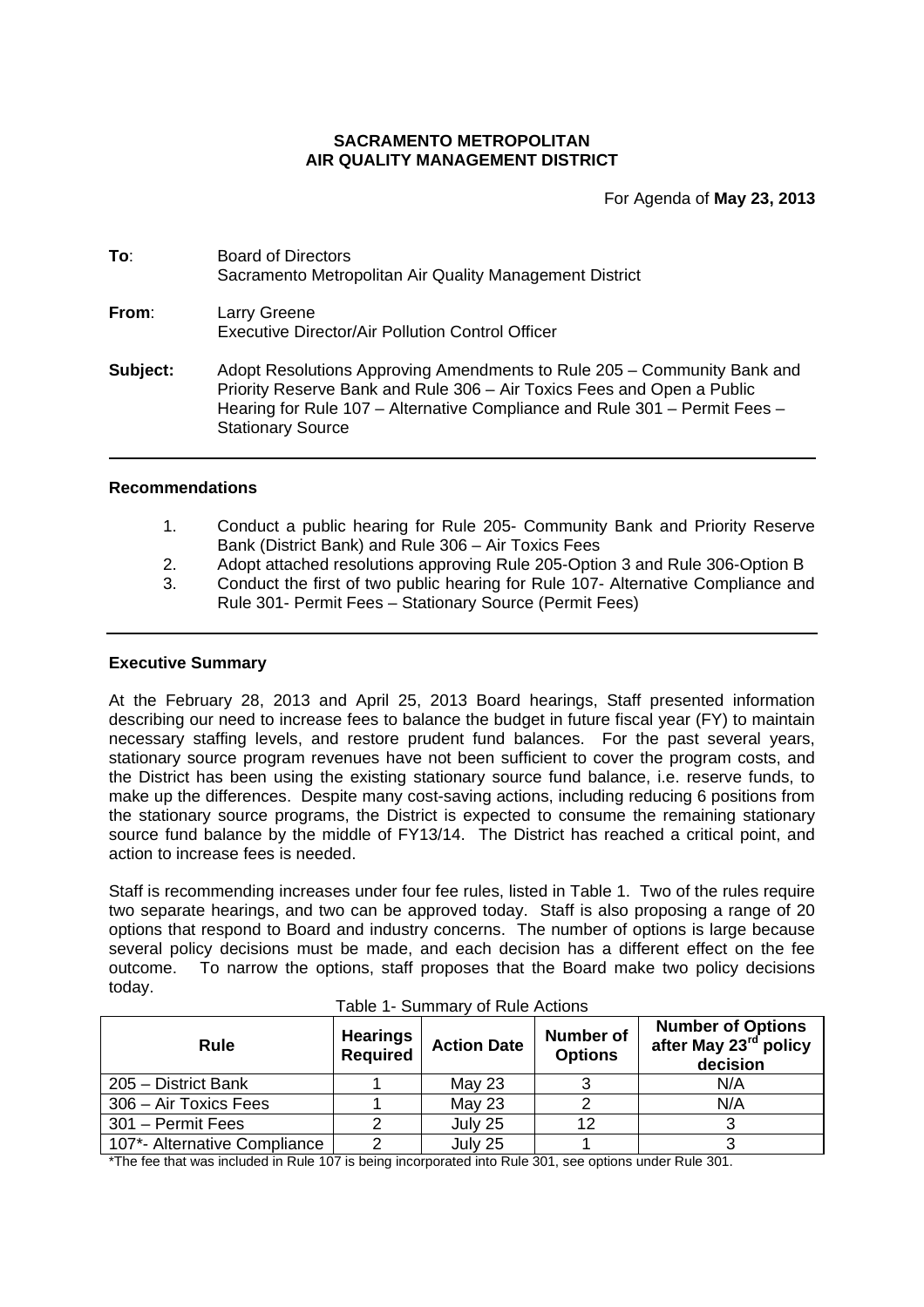**SACRAMENTO METROPOLITAN**
**AIR QUALITY MANAGEMENT DISTRICT**

For Agenda of **May 23, 2013**

**To**: Board of Directors
Sacramento Metropolitan Air Quality Management District

**From**: Larry Greene
Executive Director/Air Pollution Control Officer

**Subject:** Adopt Resolutions Approving Amendments to Rule 205 – Community Bank and Priority Reserve Bank and Rule 306 – Air Toxics Fees and Open a Public Hearing for Rule 107 – Alternative Compliance and Rule 301 – Permit Fees – Stationary Source

---

## Recommendations

1. Conduct a public hearing for Rule 205- Community Bank and Priority Reserve Bank (District Bank) and Rule 306 – Air Toxics Fees
2. Adopt attached resolutions approving Rule 205-Option 3 and Rule 306-Option B
3. Conduct the first of two public hearing for Rule 107- Alternative Compliance and Rule 301- Permit Fees – Stationary Source (Permit Fees)

---

## Executive Summary

At the February 28, 2013 and April 25, 2013 Board hearings, Staff presented information describing our need to increase fees to balance the budget in future fiscal year (FY) to maintain necessary staffing levels, and restore prudent fund balances. For the past several years, stationary source program revenues have not been sufficient to cover the program costs, and the District has been using the existing stationary source fund balance, i.e. reserve funds, to make up the differences. Despite many cost-saving actions, including reducing 6 positions from the stationary source programs, the District is expected to consume the remaining stationary source fund balance by the middle of FY13/14. The District has reached a critical point, and action to increase fees is needed.

Staff is recommending increases under four fee rules, listed in Table 1. Two of the rules require two separate hearings, and two can be approved today. Staff is also proposing a range of 20 options that respond to Board and industry concerns. The number of options is large because several policy decisions must be made, and each decision has a different effect on the fee outcome. To narrow the options, staff proposes that the Board make two policy decisions today.

Table 1- Summary of Rule Actions

| Rule | Hearings Required | Action Date | Number of Options | Number of Options after May 23rd policy decision |
|---|---|---|---|---|
| 205 – District Bank | 1 | May 23 | 3 | N/A |
| 306 – Air Toxics Fees | 1 | May 23 | 2 | N/A |
| 301 – Permit Fees | 2 | July 25 | 12 | 3 |
| 107*- Alternative Compliance | 2 | July 25 | 1 | 3 |

*The fee that was included in Rule 107 is being incorporated into Rule 301, see options under Rule 301.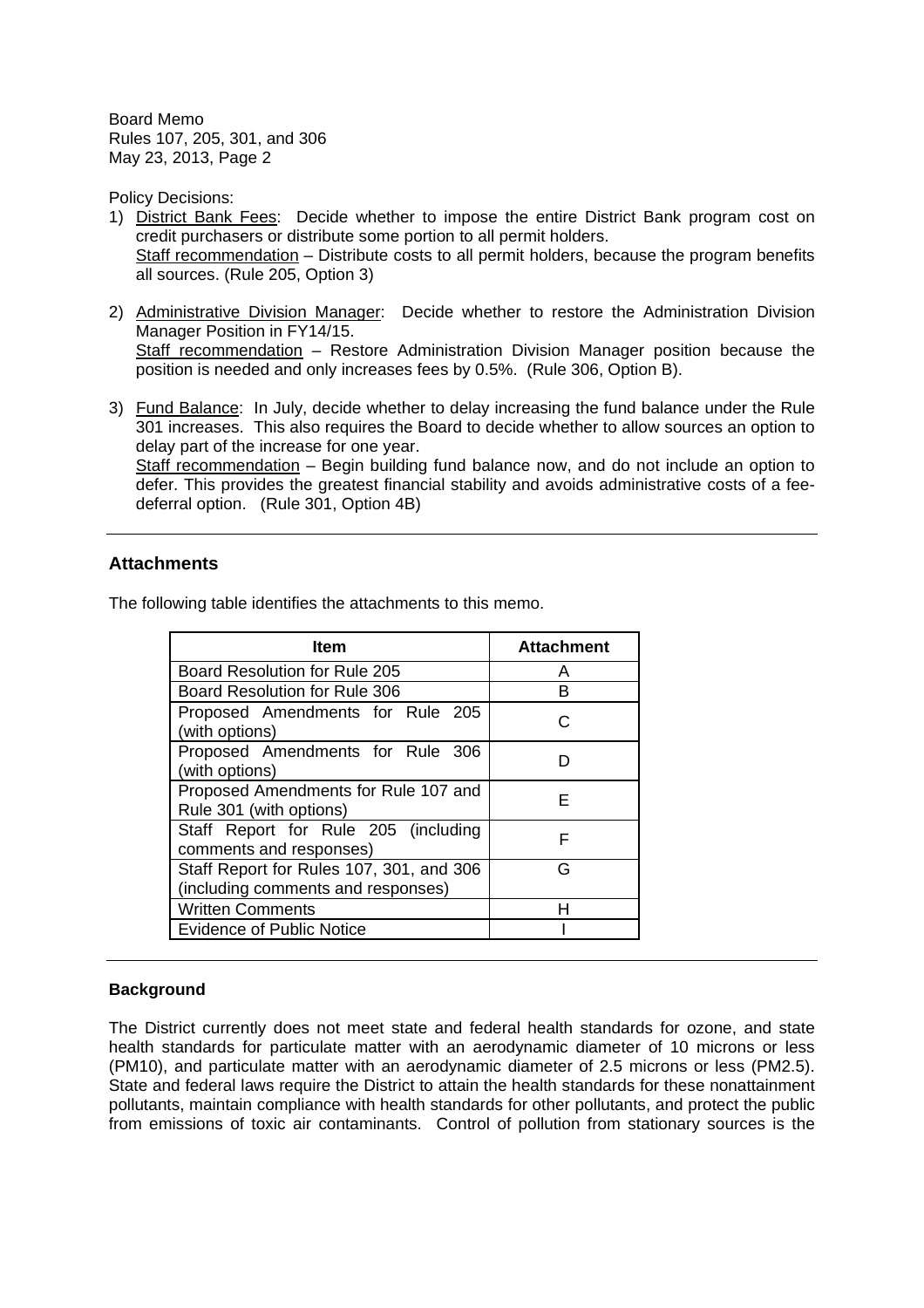Policy Decisions:

1) District Bank Fees: Decide whether to impose the entire District Bank program cost on credit purchasers or distribute some portion to all permit holders.
   Staff recommendation – Distribute costs to all permit holders, because the program benefits all sources. (Rule 205, Option 3)

2) Administrative Division Manager: Decide whether to restore the Administration Division Manager Position in FY14/15.
   Staff recommendation – Restore Administration Division Manager position because the position is needed and only increases fees by 0.5%. (Rule 306, Option B).

3) Fund Balance: In July, decide whether to delay increasing the fund balance under the Rule 301 increases. This also requires the Board to decide whether to allow sources an option to delay part of the increase for one year.
   Staff recommendation – Begin building fund balance now, and do not include an option to defer. This provides the greatest financial stability and avoids administrative costs of a fee-deferral option. (Rule 301, Option 4B)

---

## Attachments

The following table identifies the attachments to this memo.

| Item | Attachment |
|---|---|
| Board Resolution for Rule 205 | A |
| Board Resolution for Rule 306 | B |
| Proposed Amendments for Rule 205 (with options) | C |
| Proposed Amendments for Rule 306 (with options) | D |
| Proposed Amendments for Rule 107 and Rule 301 (with options) | E |
| Staff Report for Rule 205 (including comments and responses) | F |
| Staff Report for Rules 107, 301, and 306 (including comments and responses) | G |
| Written Comments | H |
| Evidence of Public Notice | I |

---

### Background

The District currently does not meet state and federal health standards for ozone, and state health standards for particulate matter with an aerodynamic diameter of 10 microns or less (PM10), and particulate matter with an aerodynamic diameter of 2.5 microns or less (PM2.5). State and federal laws require the District to attain the health standards for these nonattainment pollutants, maintain compliance with health standards for other pollutants, and protect the public from emissions of toxic air contaminants. Control of pollution from stationary sources is the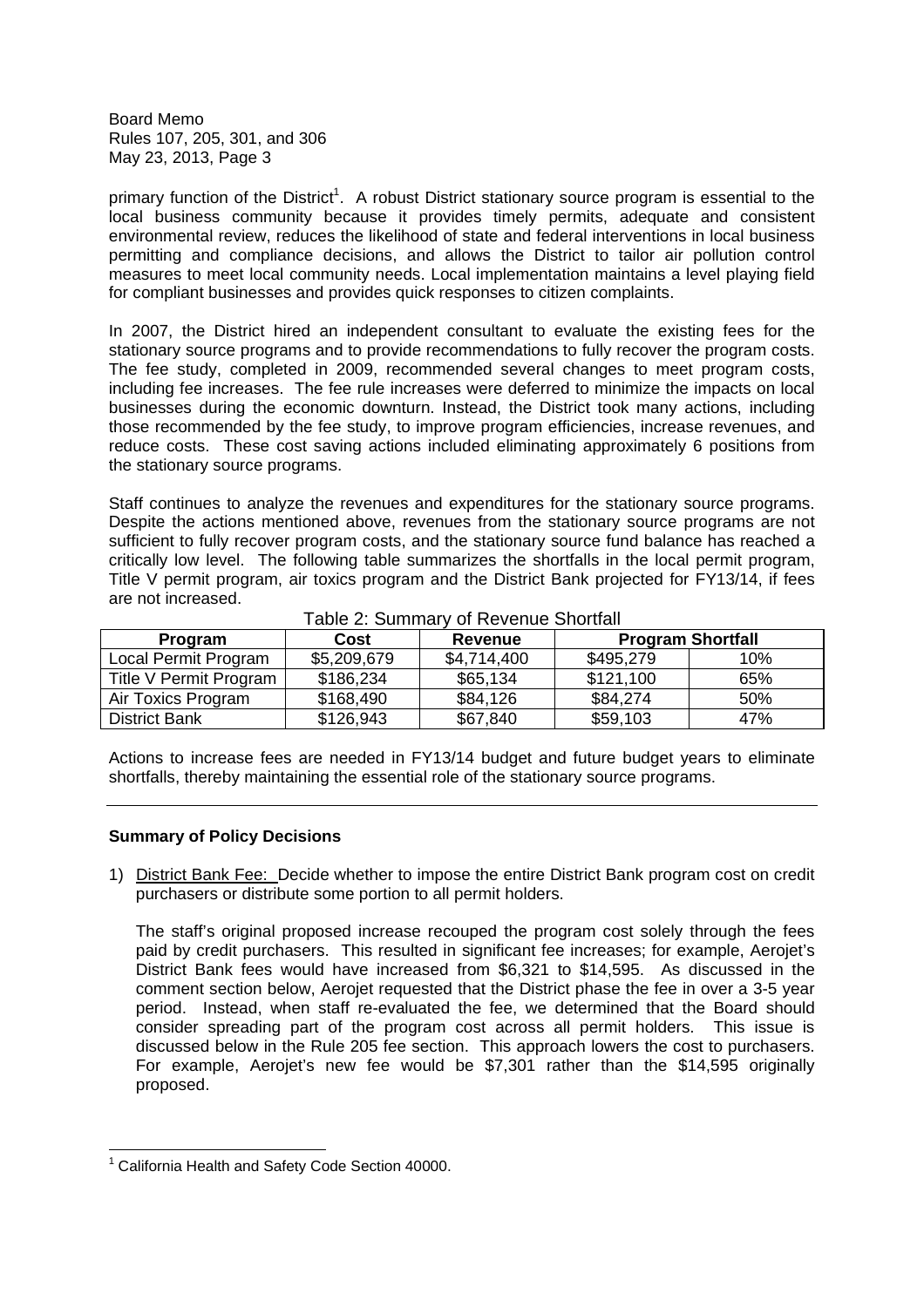primary function of the District[1]. A robust District stationary source program is essential to the local business community because it provides timely permits, adequate and consistent environmental review, reduces the likelihood of state and federal interventions in local business permitting and compliance decisions, and allows the District to tailor air pollution control measures to meet local community needs. Local implementation maintains a level playing field for compliant businesses and provides quick responses to citizen complaints.

In 2007, the District hired an independent consultant to evaluate the existing fees for the stationary source programs and to provide recommendations to fully recover the program costs. The fee study, completed in 2009, recommended several changes to meet program costs, including fee increases. The fee rule increases were deferred to minimize the impacts on local businesses during the economic downturn. Instead, the District took many actions, including those recommended by the fee study, to improve program efficiencies, increase revenues, and reduce costs. These cost saving actions included eliminating approximately 6 positions from the stationary source programs.

Staff continues to analyze the revenues and expenditures for the stationary source programs. Despite the actions mentioned above, revenues from the stationary source programs are not sufficient to fully recover program costs, and the stationary source fund balance has reached a critically low level. The following table summarizes the shortfalls in the local permit program, Title V permit program, air toxics program and the District Bank projected for FY13/14, if fees are not increased.

Table 2: Summary of Revenue Shortfall

| Program | Cost | Revenue | Program Shortfall | |
|---|---|---|---|---|
| Local Permit Program | $5,209,679 | $4,714,400 | $495,279 | 10% |
| Title V Permit Program | $186,234 | $65,134 | $121,100 | 65% |
| Air Toxics Program | $168,490 | $84,126 | $84,274 | 50% |
| District Bank | $126,943 | $67,840 | $59,103 | 47% |

Actions to increase fees are needed in FY13/14 budget and future budget years to eliminate shortfalls, thereby maintaining the essential role of the stationary source programs.

---

**Summary of Policy Decisions**

1) District Bank Fee: Decide whether to impose the entire District Bank program cost on credit purchasers or distribute some portion to all permit holders.

   The staff's original proposed increase recouped the program cost solely through the fees paid by credit purchasers. This resulted in significant fee increases; for example, Aerojet's District Bank fees would have increased from $6,321 to $14,595. As discussed in the comment section below, Aerojet requested that the District phase the fee in over a 3-5 year period. Instead, when staff re-evaluated the fee, we determined that the Board should consider spreading part of the program cost across all permit holders. This issue is discussed below in the Rule 205 fee section. This approach lowers the cost to purchasers. For example, Aerojet's new fee would be $7,301 rather than the $14,595 originally proposed.

[1] California Health and Safety Code Section 40000.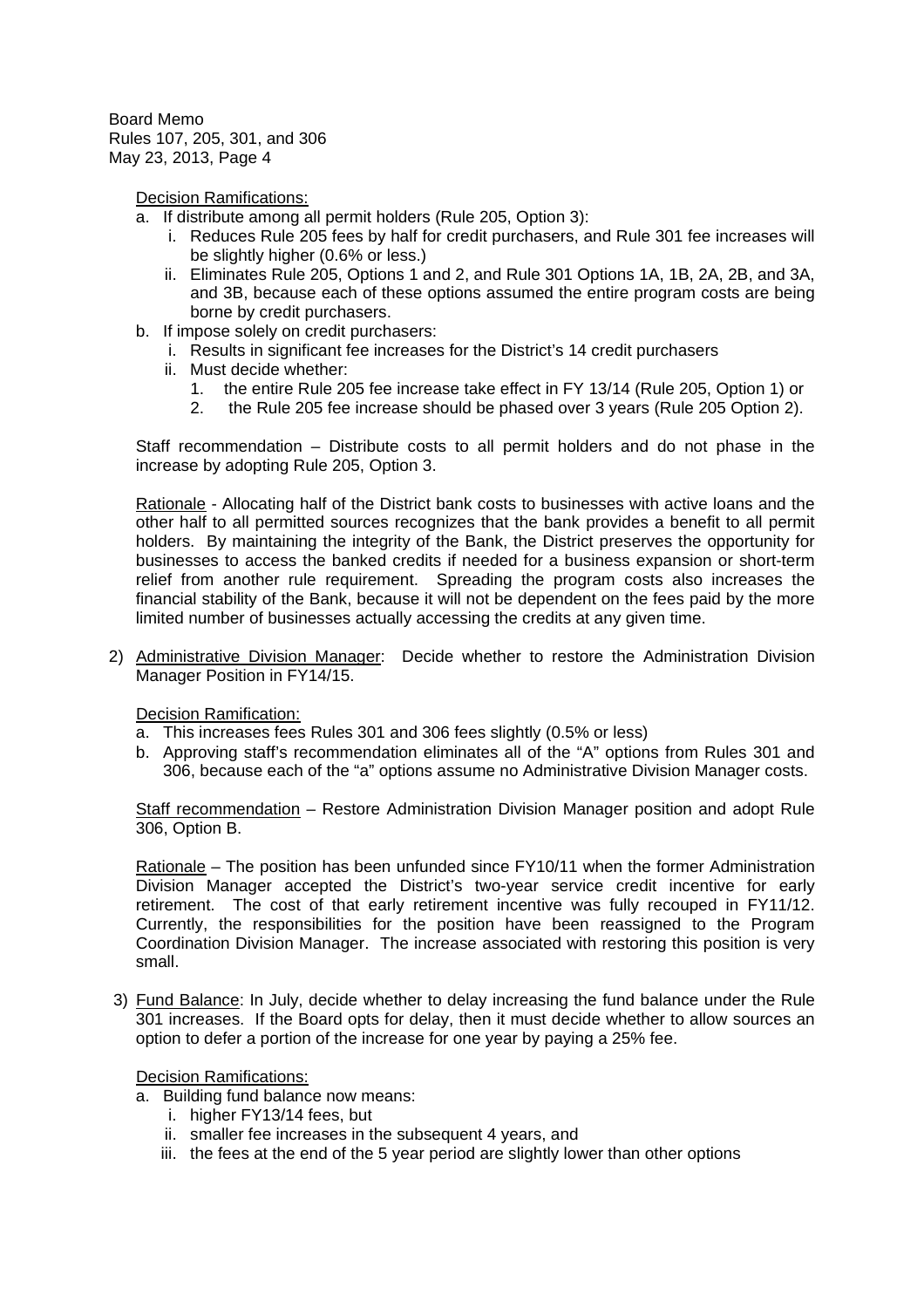Decision Ramifications:

a. If distribute among all permit holders (Rule 205, Option 3):
   i. Reduces Rule 205 fees by half for credit purchasers, and Rule 301 fee increases will be slightly higher (0.6% or less.)
   ii. Eliminates Rule 205, Options 1 and 2, and Rule 301 Options 1A, 1B, 2A, 2B, and 3A, and 3B, because each of these options assumed the entire program costs are being borne by credit purchasers.
b. If impose solely on credit purchasers:
   i. Results in significant fee increases for the District's 14 credit purchasers
   ii. Must decide whether:
      1. the entire Rule 205 fee increase take effect in FY 13/14 (Rule 205, Option 1) or
      2. the Rule 205 fee increase should be phased over 3 years (Rule 205 Option 2).

Staff recommendation – Distribute costs to all permit holders and do not phase in the increase by adopting Rule 205, Option 3.

Rationale - Allocating half of the District bank costs to businesses with active loans and the other half to all permitted sources recognizes that the bank provides a benefit to all permit holders. By maintaining the integrity of the Bank, the District preserves the opportunity for businesses to access the banked credits if needed for a business expansion or short-term relief from another rule requirement. Spreading the program costs also increases the financial stability of the Bank, because it will not be dependent on the fees paid by the more limited number of businesses actually accessing the credits at any given time.

2) Administrative Division Manager: Decide whether to restore the Administration Division Manager Position in FY14/15.

   Decision Ramification:

   a. This increases fees Rules 301 and 306 fees slightly (0.5% or less)
   b. Approving staff's recommendation eliminates all of the "A" options from Rules 301 and 306, because each of the "a" options assume no Administrative Division Manager costs.

   Staff recommendation – Restore Administration Division Manager position and adopt Rule 306, Option B.

   Rationale – The position has been unfunded since FY10/11 when the former Administration Division Manager accepted the District's two-year service credit incentive for early retirement. The cost of that early retirement incentive was fully recouped in FY11/12. Currently, the responsibilities for the position have been reassigned to the Program Coordination Division Manager. The increase associated with restoring this position is very small.

3) Fund Balance: In July, decide whether to delay increasing the fund balance under the Rule 301 increases. If the Board opts for delay, then it must decide whether to allow sources an option to defer a portion of the increase for one year by paying a 25% fee.

   Decision Ramifications:

   a. Building fund balance now means:
      i. higher FY13/14 fees, but
      ii. smaller fee increases in the subsequent 4 years, and
      iii. the fees at the end of the 5 year period are slightly lower than other options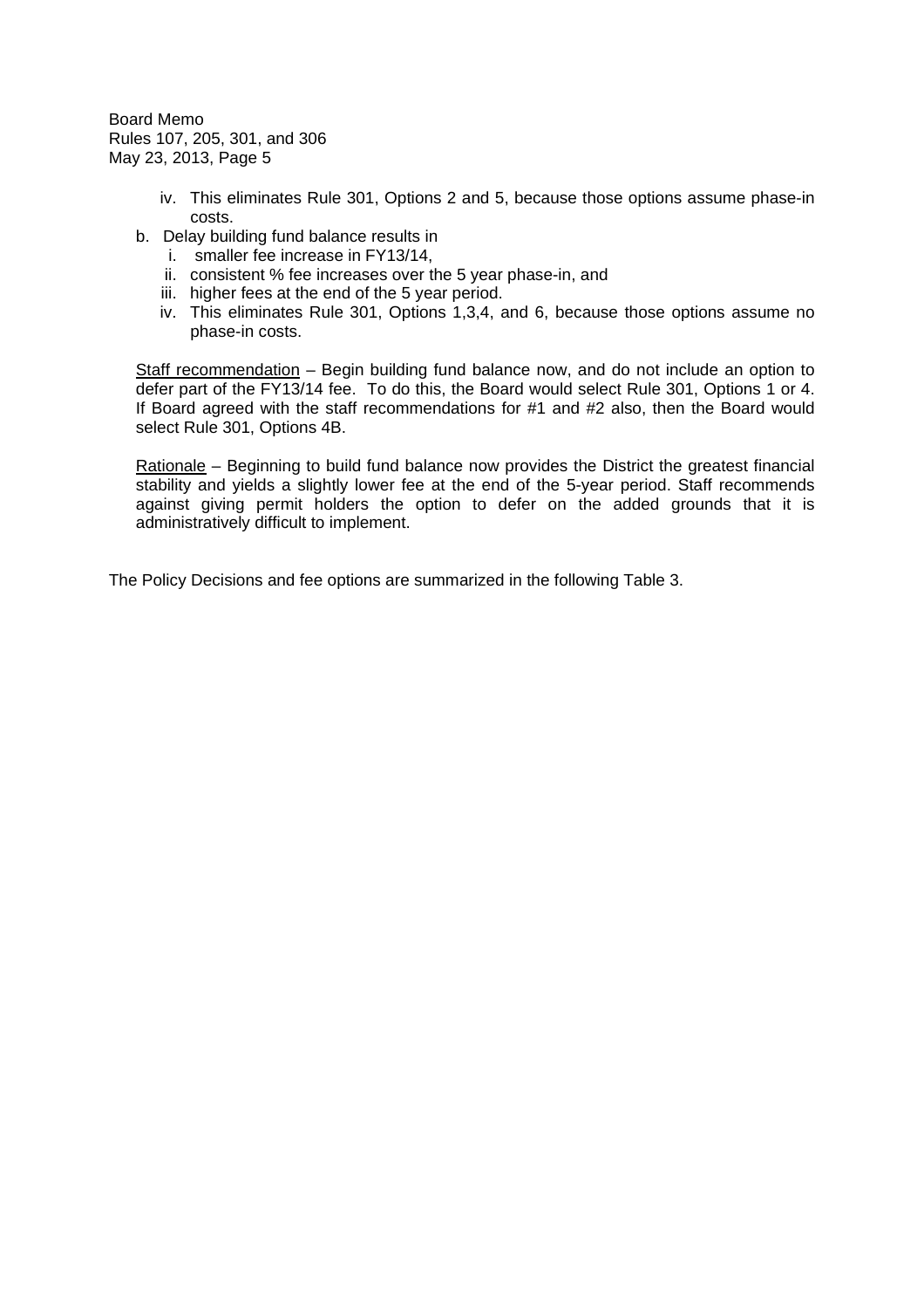iv. This eliminates Rule 301, Options 2 and 5, because those options assume phase-in costs.

b. Delay building fund balance results in
   i. smaller fee increase in FY13/14,
   ii. consistent % fee increases over the 5 year phase-in, and
   iii. higher fees at the end of the 5 year period.
   iv. This eliminates Rule 301, Options 1,3,4, and 6, because those options assume no phase-in costs.

Staff recommendation – Begin building fund balance now, and do not include an option to defer part of the FY13/14 fee. To do this, the Board would select Rule 301, Options 1 or 4. If Board agreed with the staff recommendations for #1 and #2 also, then the Board would select Rule 301, Options 4B.

Rationale – Beginning to build fund balance now provides the District the greatest financial stability and yields a slightly lower fee at the end of the 5-year period. Staff recommends against giving permit holders the option to defer on the added grounds that it is administratively difficult to implement.

The Policy Decisions and fee options are summarized in the following Table 3.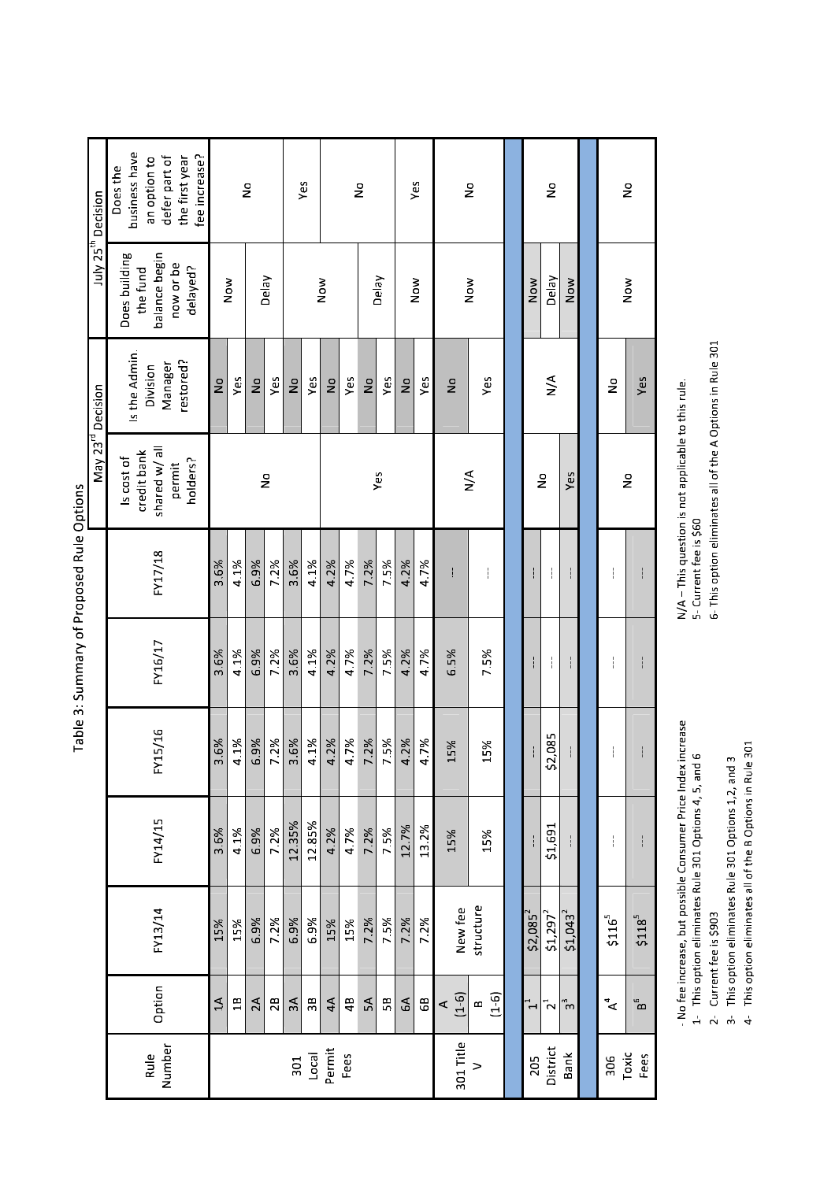# Table 3: Summary of Proposed Rule Options

| Rule Number | Option | FY13/14 | FY14/15 | FY15/16 | FY16/17 | FY17/18 | May 23rd Decision: Is cost of credit bank shared w/ all permit holders? | May 23rd Decision: Is the Admin. Division Manager restored? | July 25th Decision: Does building the fund balance begin now or be delayed? | July 25th Decision: Does the business have an option to defer part of the first year fee increase? |
|---|---|---|---|---|---|---|---|---|---|---|
| 301 Local Permit Fees | 1A | 15% | 3.6% | 3.6% | 3.6% | 3.6% | No | No | Now | No |
| | 1B | 15% | 4.1% | 4.1% | 4.1% | 4.1% | | Yes | | |
| | 2A | 6.9% | 6.9% | 6.9% | 6.9% | 6.9% | | No | Delay | |
| | 2B | 7.2% | 7.2% | 7.2% | 7.2% | 7.2% | | Yes | | |
| | 3A | 6.9% | 12.35% | 3.6% | 3.6% | 3.6% | | No | Now | Yes |
| | 3B | 6.9% | 12.85% | 4.1% | 4.1% | 4.1% | | Yes | | |
| | 4A | 15% | 4.2% | 4.2% | 4.2% | 4.2% | Yes | No | | No |
| | 4B | 15% | 4.7% | 4.7% | 4.7% | 4.7% | | Yes | | |
| | 5A | 7.2% | 7.2% | 7.2% | 7.2% | 7.2% | | No | Delay | |
| | 5B | 7.5% | 7.5% | 7.5% | 7.5% | 7.5% | | Yes | | |
| | 6A | 7.2% | 12.7% | 4.2% | 4.2% | 4.2% | | No | Now | Yes |
| | 6B | 7.2% | 13.2% | 4.7% | 4.7% | 4.7% | | Yes | | |
| 301 Title V | A (1-6) | New fee structure | 15% | 15% | 6.5% | -- | N/A | No | Now | No |
| | B (1-6) | | 15% | 15% | 7.5% | -- | | Yes | | |
| 205 District Bank | 1[1] | $2,085[2] | -- | -- | -- | -- | No | N/A | Now | No |
| | 2[1] | $1,297[2] | $1,691 | $2,085 | -- | -- | | | Delay | |
| | 3[3] | $1,043[2] | -- | -- | -- | -- | Yes | | Now | |
| 306 Toxic Fees | A[4] | $116[5] | -- | -- | -- | -- | No | No | Now | No |
| | B[6] | $118[5] | -- | -- | -- | -- | | Yes | | |

- No fee increase, but possible Consumer Price Index increase
1- This option eliminates Rule 301 Options 4, 5, and 6
2- Current fee is $903
3- This option eliminates Rule 301 Options 1,2, and 3
4- This option eliminates all of the B Options in Rule 301

N/A – This question is not applicable to this rule.
5- Current fee is $60
6- This option eliminates all of the A Options in Rule 301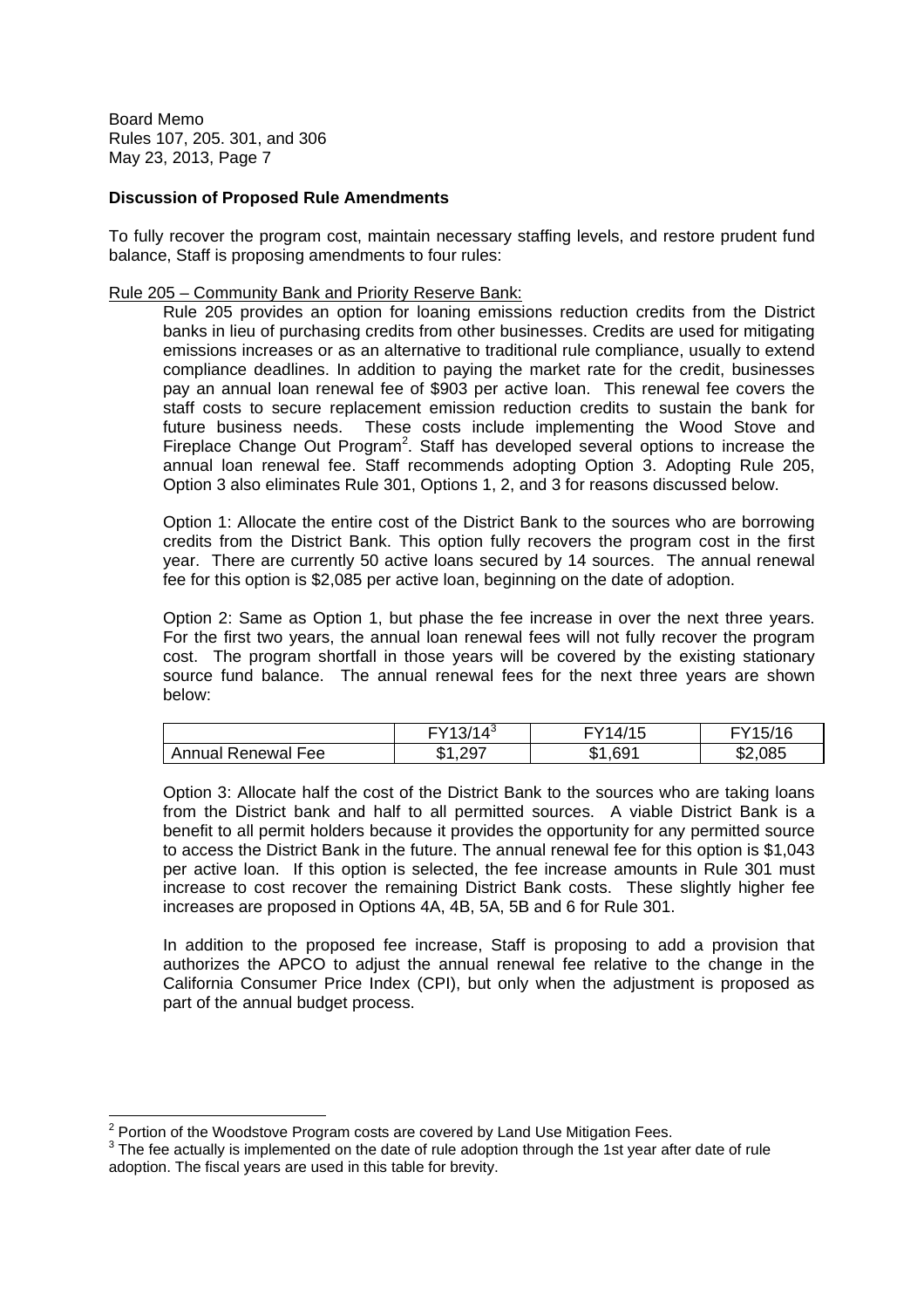**Discussion of Proposed Rule Amendments**

To fully recover the program cost, maintain necessary staffing levels, and restore prudent fund balance, Staff is proposing amendments to four rules:

Rule 205 – Community Bank and Priority Reserve Bank:

Rule 205 provides an option for loaning emissions reduction credits from the District banks in lieu of purchasing credits from other businesses. Credits are used for mitigating emissions increases or as an alternative to traditional rule compliance, usually to extend compliance deadlines. In addition to paying the market rate for the credit, businesses pay an annual loan renewal fee of $903 per active loan. This renewal fee covers the staff costs to secure replacement emission reduction credits to sustain the bank for future business needs. These costs include implementing the Wood Stove and Fireplace Change Out Program[2]. Staff has developed several options to increase the annual loan renewal fee. Staff recommends adopting Option 3. Adopting Rule 205, Option 3 also eliminates Rule 301, Options 1, 2, and 3 for reasons discussed below.

Option 1: Allocate the entire cost of the District Bank to the sources who are borrowing credits from the District Bank. This option fully recovers the program cost in the first year. There are currently 50 active loans secured by 14 sources. The annual renewal fee for this option is $2,085 per active loan, beginning on the date of adoption.

Option 2: Same as Option 1, but phase the fee increase in over the next three years. For the first two years, the annual loan renewal fees will not fully recover the program cost. The program shortfall in those years will be covered by the existing stationary source fund balance. The annual renewal fees for the next three years are shown below:

| | FY13/14[3] | FY14/15 | FY15/16 |
|---|---|---|---|
| Annual Renewal Fee | $1,297 | $1,691 | $2,085 |

Option 3: Allocate half the cost of the District Bank to the sources who are taking loans from the District bank and half to all permitted sources. A viable District Bank is a benefit to all permit holders because it provides the opportunity for any permitted source to access the District Bank in the future. The annual renewal fee for this option is $1,043 per active loan. If this option is selected, the fee increase amounts in Rule 301 must increase to cost recover the remaining District Bank costs. These slightly higher fee increases are proposed in Options 4A, 4B, 5A, 5B and 6 for Rule 301.

In addition to the proposed fee increase, Staff is proposing to add a provision that authorizes the APCO to adjust the annual renewal fee relative to the change in the California Consumer Price Index (CPI), but only when the adjustment is proposed as part of the annual budget process.

---

[2] Portion of the Woodstove Program costs are covered by Land Use Mitigation Fees.

[3] The fee actually is implemented on the date of rule adoption through the 1st year after date of rule adoption. The fiscal years are used in this table for brevity.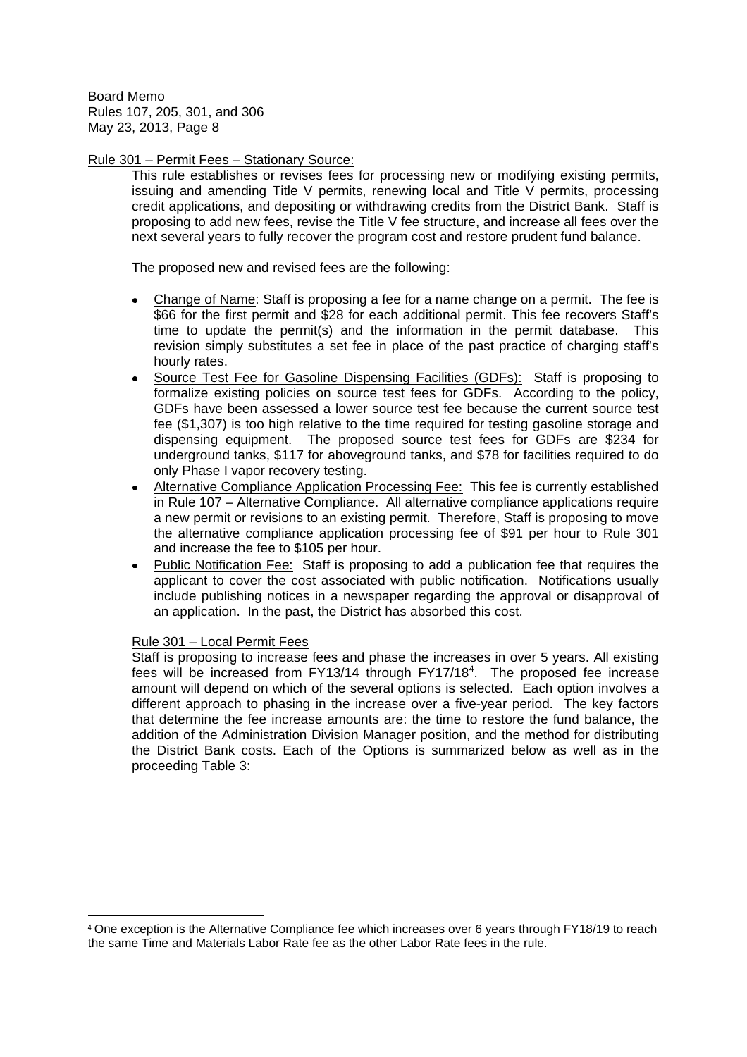Rule 301 – Permit Fees – Stationary Source:

This rule establishes or revises fees for processing new or modifying existing permits, issuing and amending Title V permits, renewing local and Title V permits, processing credit applications, and depositing or withdrawing credits from the District Bank. Staff is proposing to add new fees, revise the Title V fee structure, and increase all fees over the next several years to fully recover the program cost and restore prudent fund balance.

The proposed new and revised fees are the following:

- Change of Name: Staff is proposing a fee for a name change on a permit. The fee is \$66 for the first permit and \$28 for each additional permit. This fee recovers Staff's time to update the permit(s) and the information in the permit database. This revision simply substitutes a set fee in place of the past practice of charging staff's hourly rates.
- Source Test Fee for Gasoline Dispensing Facilities (GDFs): Staff is proposing to formalize existing policies on source test fees for GDFs. According to the policy, GDFs have been assessed a lower source test fee because the current source test fee (\$1,307) is too high relative to the time required for testing gasoline storage and dispensing equipment. The proposed source test fees for GDFs are \$234 for underground tanks, \$117 for aboveground tanks, and \$78 for facilities required to do only Phase I vapor recovery testing.
- Alternative Compliance Application Processing Fee: This fee is currently established in Rule 107 – Alternative Compliance. All alternative compliance applications require a new permit or revisions to an existing permit. Therefore, Staff is proposing to move the alternative compliance application processing fee of \$91 per hour to Rule 301 and increase the fee to \$105 per hour.
- Public Notification Fee: Staff is proposing to add a publication fee that requires the applicant to cover the cost associated with public notification. Notifications usually include publishing notices in a newspaper regarding the approval or disapproval of an application. In the past, the District has absorbed this cost.

Rule 301 – Local Permit Fees

Staff is proposing to increase fees and phase the increases in over 5 years. All existing fees will be increased from FY13/14 through FY17/18[4]. The proposed fee increase amount will depend on which of the several options is selected. Each option involves a different approach to phasing in the increase over a five-year period. The key factors that determine the fee increase amounts are: the time to restore the fund balance, the addition of the Administration Division Manager position, and the method for distributing the District Bank costs. Each of the Options is summarized below as well as in the proceeding Table 3:

[4] One exception is the Alternative Compliance fee which increases over 6 years through FY18/19 to reach the same Time and Materials Labor Rate fee as the other Labor Rate fees in the rule.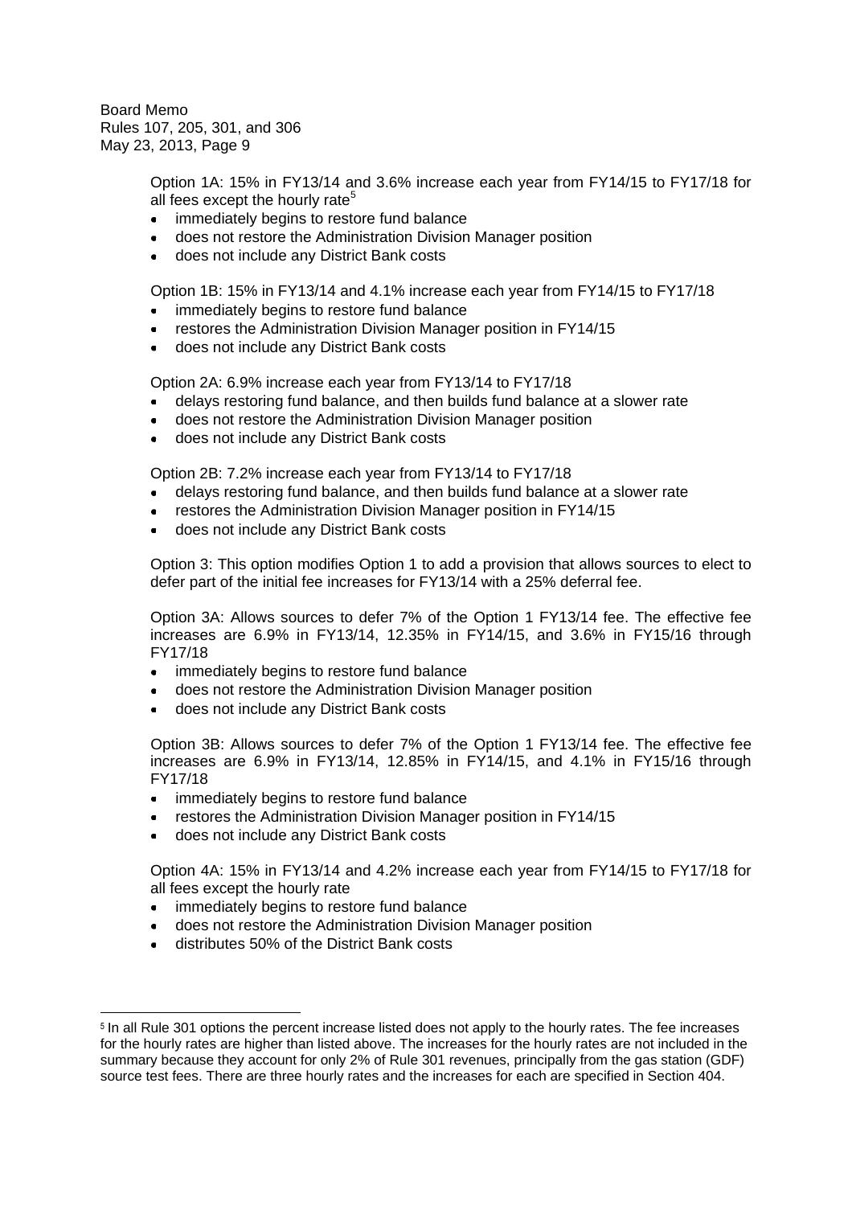Option 1A: 15% in FY13/14 and 3.6% increase each year from FY14/15 to FY17/18 for all fees except the hourly rate[5]

- immediately begins to restore fund balance
- does not restore the Administration Division Manager position
- does not include any District Bank costs

Option 1B: 15% in FY13/14 and 4.1% increase each year from FY14/15 to FY17/18

- immediately begins to restore fund balance
- restores the Administration Division Manager position in FY14/15
- does not include any District Bank costs

Option 2A: 6.9% increase each year from FY13/14 to FY17/18

- delays restoring fund balance, and then builds fund balance at a slower rate
- does not restore the Administration Division Manager position
- does not include any District Bank costs

Option 2B: 7.2% increase each year from FY13/14 to FY17/18

- delays restoring fund balance, and then builds fund balance at a slower rate
- restores the Administration Division Manager position in FY14/15
- does not include any District Bank costs

Option 3: This option modifies Option 1 to add a provision that allows sources to elect to defer part of the initial fee increases for FY13/14 with a 25% deferral fee.

Option 3A: Allows sources to defer 7% of the Option 1 FY13/14 fee. The effective fee increases are 6.9% in FY13/14, 12.35% in FY14/15, and 3.6% in FY15/16 through FY17/18

- immediately begins to restore fund balance
- does not restore the Administration Division Manager position
- does not include any District Bank costs

Option 3B: Allows sources to defer 7% of the Option 1 FY13/14 fee. The effective fee increases are 6.9% in FY13/14, 12.85% in FY14/15, and 4.1% in FY15/16 through FY17/18

- immediately begins to restore fund balance
- restores the Administration Division Manager position in FY14/15
- does not include any District Bank costs

Option 4A: 15% in FY13/14 and 4.2% increase each year from FY14/15 to FY17/18 for all fees except the hourly rate

- immediately begins to restore fund balance
- does not restore the Administration Division Manager position
- distributes 50% of the District Bank costs

---

[5] In all Rule 301 options the percent increase listed does not apply to the hourly rates. The fee increases for the hourly rates are higher than listed above. The increases for the hourly rates are not included in the summary because they account for only 2% of Rule 301 revenues, principally from the gas station (GDF) source test fees. There are three hourly rates and the increases for each are specified in Section 404.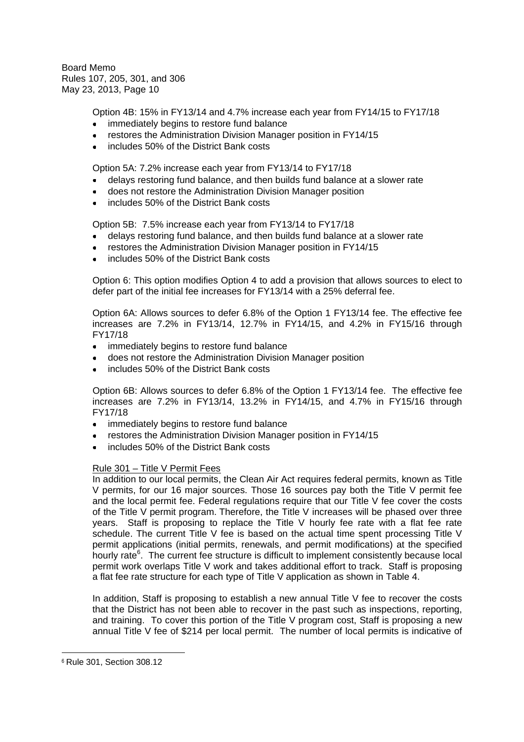Option 4B: 15% in FY13/14 and 4.7% increase each year from FY14/15 to FY17/18

- immediately begins to restore fund balance
- restores the Administration Division Manager position in FY14/15
- includes 50% of the District Bank costs

Option 5A: 7.2% increase each year from FY13/14 to FY17/18

- delays restoring fund balance, and then builds fund balance at a slower rate
- does not restore the Administration Division Manager position
- includes 50% of the District Bank costs

Option 5B: 7.5% increase each year from FY13/14 to FY17/18

- delays restoring fund balance, and then builds fund balance at a slower rate
- restores the Administration Division Manager position in FY14/15
- includes 50% of the District Bank costs

Option 6: This option modifies Option 4 to add a provision that allows sources to elect to defer part of the initial fee increases for FY13/14 with a 25% deferral fee.

Option 6A: Allows sources to defer 6.8% of the Option 1 FY13/14 fee. The effective fee increases are 7.2% in FY13/14, 12.7% in FY14/15, and 4.2% in FY15/16 through FY17/18

- immediately begins to restore fund balance
- does not restore the Administration Division Manager position
- includes 50% of the District Bank costs

Option 6B: Allows sources to defer 6.8% of the Option 1 FY13/14 fee. The effective fee increases are 7.2% in FY13/14, 13.2% in FY14/15, and 4.7% in FY15/16 through FY17/18

- immediately begins to restore fund balance
- restores the Administration Division Manager position in FY14/15
- includes 50% of the District Bank costs

Rule 301 – Title V Permit Fees

In addition to our local permits, the Clean Air Act requires federal permits, known as Title V permits, for our 16 major sources. Those 16 sources pay both the Title V permit fee and the local permit fee. Federal regulations require that our Title V fee cover the costs of the Title V permit program. Therefore, the Title V increases will be phased over three years. Staff is proposing to replace the Title V hourly fee rate with a flat fee rate schedule. The current Title V fee is based on the actual time spent processing Title V permit applications (initial permits, renewals, and permit modifications) at the specified hourly rate[6]. The current fee structure is difficult to implement consistently because local permit work overlaps Title V work and takes additional effort to track. Staff is proposing a flat fee rate structure for each type of Title V application as shown in Table 4.

In addition, Staff is proposing to establish a new annual Title V fee to recover the costs that the District has not been able to recover in the past such as inspections, reporting, and training. To cover this portion of the Title V program cost, Staff is proposing a new annual Title V fee of $214 per local permit. The number of local permits is indicative of

[6] Rule 301, Section 308.12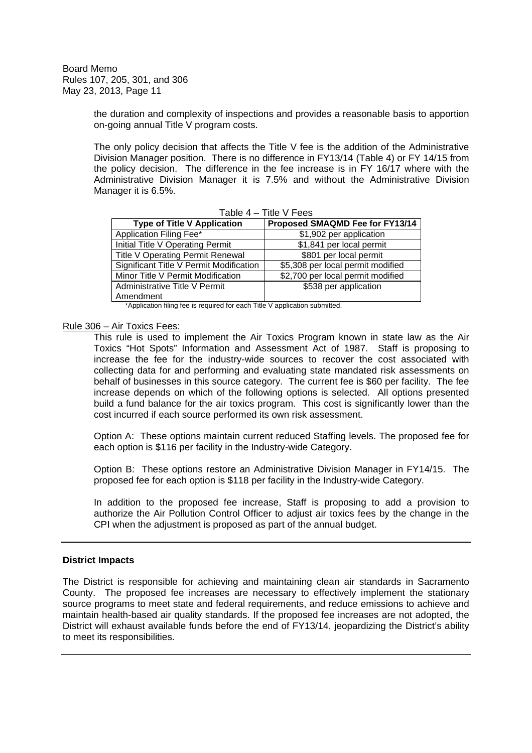the duration and complexity of inspections and provides a reasonable basis to apportion on-going annual Title V program costs.

The only policy decision that affects the Title V fee is the addition of the Administrative Division Manager position. There is no difference in FY13/14 (Table 4) or FY 14/15 from the policy decision. The difference in the fee increase is in FY 16/17 where with the Administrative Division Manager it is 7.5% and without the Administrative Division Manager it is 6.5%.

Table 4 – Title V Fees

| Type of Title V Application | Proposed SMAQMD Fee for FY13/14 |
|---|---|
| Application Filing Fee* | $1,902 per application |
| Initial Title V Operating Permit | $1,841 per local permit |
| Title V Operating Permit Renewal | $801 per local permit |
| Significant Title V Permit Modification | $5,308 per local permit modified |
| Minor Title V Permit Modification | $2,700 per local permit modified |
| Administrative Title V Permit Amendment | $538 per application |

*Application filing fee is required for each Title V application submitted.

Rule 306 – Air Toxics Fees:

This rule is used to implement the Air Toxics Program known in state law as the Air Toxics "Hot Spots" Information and Assessment Act of 1987. Staff is proposing to increase the fee for the industry-wide sources to recover the cost associated with collecting data for and performing and evaluating state mandated risk assessments on behalf of businesses in this source category. The current fee is $60 per facility. The fee increase depends on which of the following options is selected. All options presented build a fund balance for the air toxics program. This cost is significantly lower than the cost incurred if each source performed its own risk assessment.

Option A: These options maintain current reduced Staffing levels. The proposed fee for each option is $116 per facility in the Industry-wide Category.

Option B: These options restore an Administrative Division Manager in FY14/15. The proposed fee for each option is $118 per facility in the Industry-wide Category.

In addition to the proposed fee increase, Staff is proposing to add a provision to authorize the Air Pollution Control Officer to adjust air toxics fees by the change in the CPI when the adjustment is proposed as part of the annual budget.

---

**District Impacts**

The District is responsible for achieving and maintaining clean air standards in Sacramento County. The proposed fee increases are necessary to effectively implement the stationary source programs to meet state and federal requirements, and reduce emissions to achieve and maintain health-based air quality standards. If the proposed fee increases are not adopted, the District will exhaust available funds before the end of FY13/14, jeopardizing the District's ability to meet its responsibilities.

---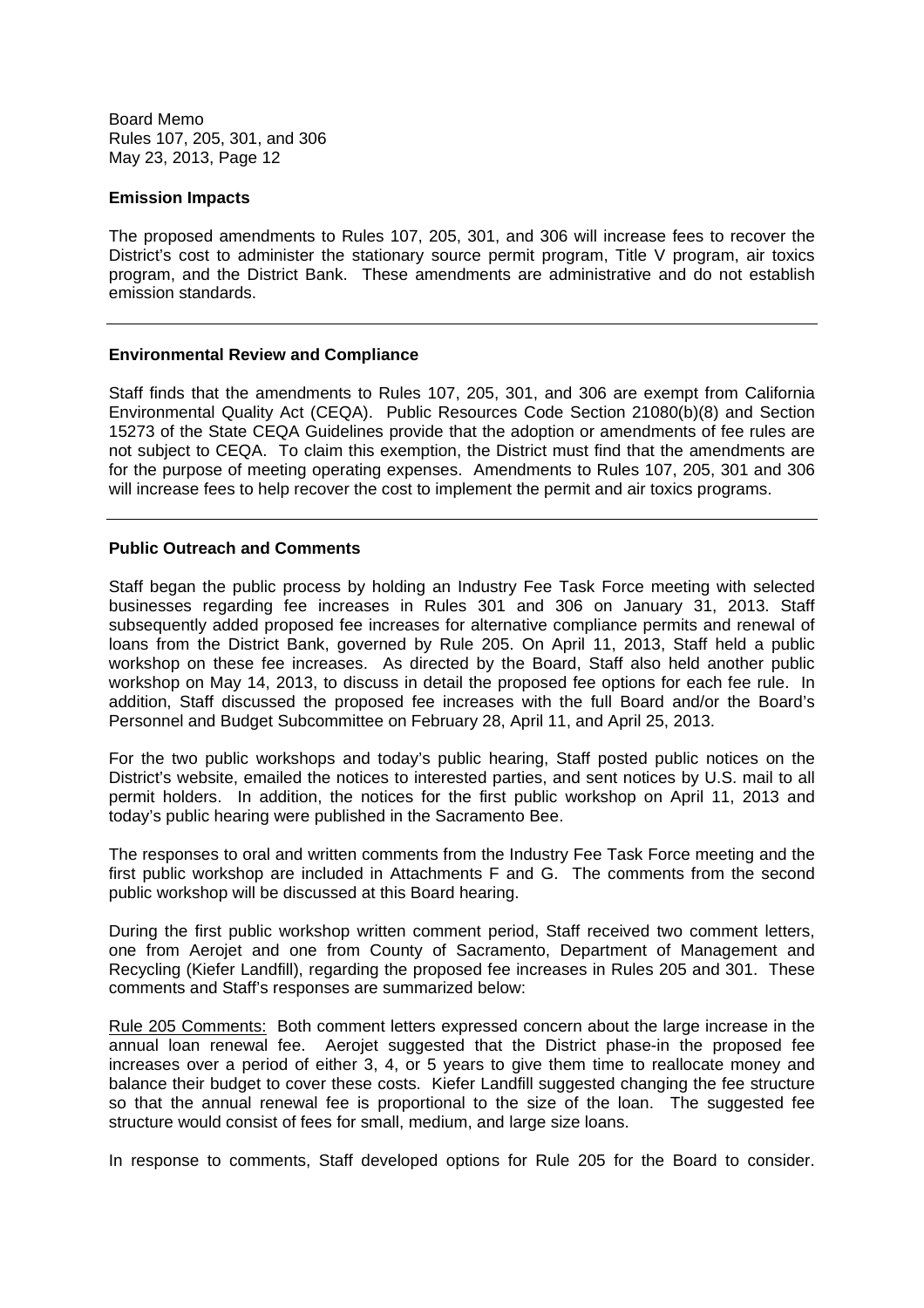## Emission Impacts

The proposed amendments to Rules 107, 205, 301, and 306 will increase fees to recover the District's cost to administer the stationary source permit program, Title V program, air toxics program, and the District Bank. These amendments are administrative and do not establish emission standards.

---

## Environmental Review and Compliance

Staff finds that the amendments to Rules 107, 205, 301, and 306 are exempt from California Environmental Quality Act (CEQA). Public Resources Code Section 21080(b)(8) and Section 15273 of the State CEQA Guidelines provide that the adoption or amendments of fee rules are not subject to CEQA. To claim this exemption, the District must find that the amendments are for the purpose of meeting operating expenses. Amendments to Rules 107, 205, 301 and 306 will increase fees to help recover the cost to implement the permit and air toxics programs.

---

## Public Outreach and Comments

Staff began the public process by holding an Industry Fee Task Force meeting with selected businesses regarding fee increases in Rules 301 and 306 on January 31, 2013. Staff subsequently added proposed fee increases for alternative compliance permits and renewal of loans from the District Bank, governed by Rule 205. On April 11, 2013, Staff held a public workshop on these fee increases. As directed by the Board, Staff also held another public workshop on May 14, 2013, to discuss in detail the proposed fee options for each fee rule. In addition, Staff discussed the proposed fee increases with the full Board and/or the Board's Personnel and Budget Subcommittee on February 28, April 11, and April 25, 2013.

For the two public workshops and today's public hearing, Staff posted public notices on the District's website, emailed the notices to interested parties, and sent notices by U.S. mail to all permit holders. In addition, the notices for the first public workshop on April 11, 2013 and today's public hearing were published in the Sacramento Bee.

The responses to oral and written comments from the Industry Fee Task Force meeting and the first public workshop are included in Attachments F and G. The comments from the second public workshop will be discussed at this Board hearing.

During the first public workshop written comment period, Staff received two comment letters, one from Aerojet and one from County of Sacramento, Department of Management and Recycling (Kiefer Landfill), regarding the proposed fee increases in Rules 205 and 301. These comments and Staff's responses are summarized below:

Rule 205 Comments: Both comment letters expressed concern about the large increase in the annual loan renewal fee. Aerojet suggested that the District phase-in the proposed fee increases over a period of either 3, 4, or 5 years to give them time to reallocate money and balance their budget to cover these costs. Kiefer Landfill suggested changing the fee structure so that the annual renewal fee is proportional to the size of the loan. The suggested fee structure would consist of fees for small, medium, and large size loans.

In response to comments, Staff developed options for Rule 205 for the Board to consider.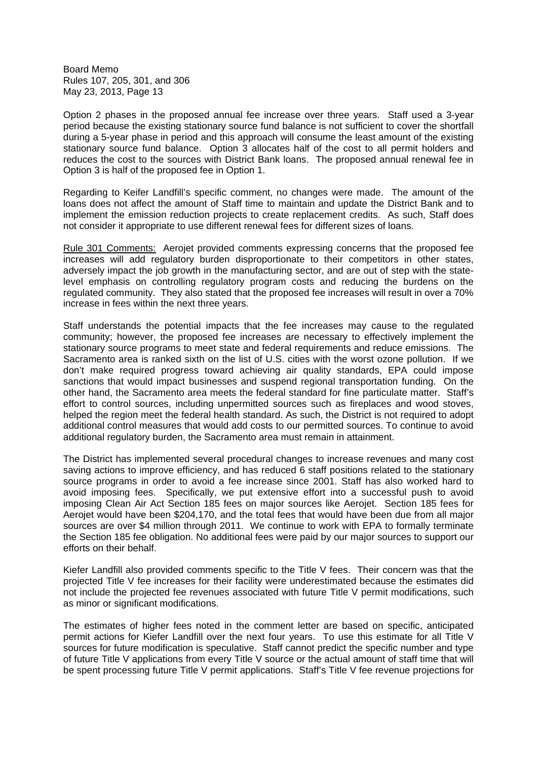Option 2 phases in the proposed annual fee increase over three years. Staff used a 3-year period because the existing stationary source fund balance is not sufficient to cover the shortfall during a 5-year phase in period and this approach will consume the least amount of the existing stationary source fund balance. Option 3 allocates half of the cost to all permit holders and reduces the cost to the sources with District Bank loans. The proposed annual renewal fee in Option 3 is half of the proposed fee in Option 1.

Regarding to Keifer Landfill's specific comment, no changes were made. The amount of the loans does not affect the amount of Staff time to maintain and update the District Bank and to implement the emission reduction projects to create replacement credits. As such, Staff does not consider it appropriate to use different renewal fees for different sizes of loans.

Rule 301 Comments: Aerojet provided comments expressing concerns that the proposed fee increases will add regulatory burden disproportionate to their competitors in other states, adversely impact the job growth in the manufacturing sector, and are out of step with the state-level emphasis on controlling regulatory program costs and reducing the burdens on the regulated community. They also stated that the proposed fee increases will result in over a 70% increase in fees within the next three years.

Staff understands the potential impacts that the fee increases may cause to the regulated community; however, the proposed fee increases are necessary to effectively implement the stationary source programs to meet state and federal requirements and reduce emissions. The Sacramento area is ranked sixth on the list of U.S. cities with the worst ozone pollution. If we don't make required progress toward achieving air quality standards, EPA could impose sanctions that would impact businesses and suspend regional transportation funding. On the other hand, the Sacramento area meets the federal standard for fine particulate matter. Staff's effort to control sources, including unpermitted sources such as fireplaces and wood stoves, helped the region meet the federal health standard. As such, the District is not required to adopt additional control measures that would add costs to our permitted sources. To continue to avoid additional regulatory burden, the Sacramento area must remain in attainment.

The District has implemented several procedural changes to increase revenues and many cost saving actions to improve efficiency, and has reduced 6 staff positions related to the stationary source programs in order to avoid a fee increase since 2001. Staff has also worked hard to avoid imposing fees. Specifically, we put extensive effort into a successful push to avoid imposing Clean Air Act Section 185 fees on major sources like Aerojet. Section 185 fees for Aerojet would have been $204,170, and the total fees that would have been due from all major sources are over $4 million through 2011. We continue to work with EPA to formally terminate the Section 185 fee obligation. No additional fees were paid by our major sources to support our efforts on their behalf.

Kiefer Landfill also provided comments specific to the Title V fees. Their concern was that the projected Title V fee increases for their facility were underestimated because the estimates did not include the projected fee revenues associated with future Title V permit modifications, such as minor or significant modifications.

The estimates of higher fees noted in the comment letter are based on specific, anticipated permit actions for Kiefer Landfill over the next four years. To use this estimate for all Title V sources for future modification is speculative. Staff cannot predict the specific number and type of future Title V applications from every Title V source or the actual amount of staff time that will be spent processing future Title V permit applications. Staff's Title V fee revenue projections for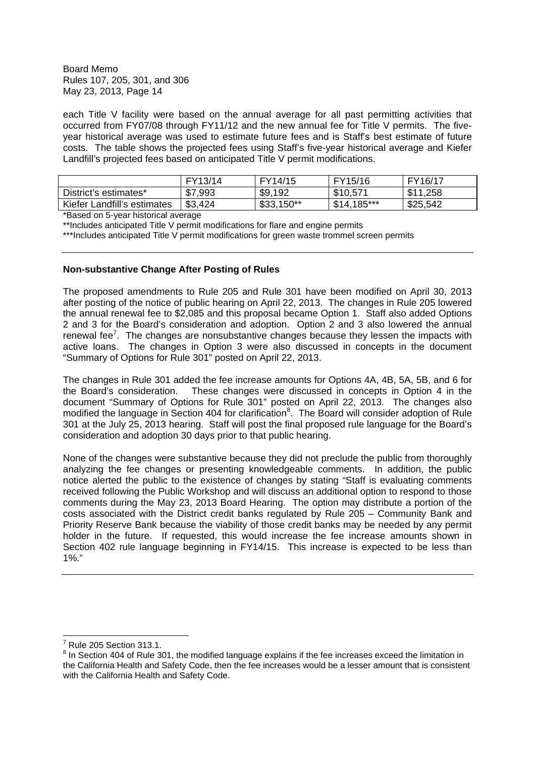each Title V facility were based on the annual average for all past permitting activities that occurred from FY07/08 through FY11/12 and the new annual fee for Title V permits. The five-year historical average was used to estimate future fees and is Staff's best estimate of future costs. The table shows the projected fees using Staff's five-year historical average and Kiefer Landfill's projected fees based on anticipated Title V permit modifications.

| | FY13/14 | FY14/15 | FY15/16 | FY16/17 |
|---|---|---|---|---|
| District's estimates* | $7,993 | $9,192 | $10,571 | $11,258 |
| Kiefer Landfill's estimates | $3,424 | $33,150** | $14,185*** | $25,542 |

*Based on 5-year historical average

**Includes anticipated Title V permit modifications for flare and engine permits

***Includes anticipated Title V permit modifications for green waste trommel screen permits

---

**Non-substantive Change After Posting of Rules**

The proposed amendments to Rule 205 and Rule 301 have been modified on April 30, 2013 after posting of the notice of public hearing on April 22, 2013. The changes in Rule 205 lowered the annual renewal fee to $2,085 and this proposal became Option 1. Staff also added Options 2 and 3 for the Board's consideration and adoption. Option 2 and 3 also lowered the annual renewal fee[7]. The changes are nonsubstantive changes because they lessen the impacts with active loans. The changes in Option 3 were also discussed in concepts in the document "Summary of Options for Rule 301" posted on April 22, 2013.

The changes in Rule 301 added the fee increase amounts for Options 4A, 4B, 5A, 5B, and 6 for the Board's consideration. These changes were discussed in concepts in Option 4 in the document "Summary of Options for Rule 301" posted on April 22, 2013. The changes also modified the language in Section 404 for clarification[8]. The Board will consider adoption of Rule 301 at the July 25, 2013 hearing. Staff will post the final proposed rule language for the Board's consideration and adoption 30 days prior to that public hearing.

None of the changes were substantive because they did not preclude the public from thoroughly analyzing the fee changes or presenting knowledgeable comments. In addition, the public notice alerted the public to the existence of changes by stating "Staff is evaluating comments received following the Public Workshop and will discuss an additional option to respond to those comments during the May 23, 2013 Board Hearing. The option may distribute a portion of the costs associated with the District credit banks regulated by Rule 205 – Community Bank and Priority Reserve Bank because the viability of those credit banks may be needed by any permit holder in the future. If requested, this would increase the fee increase amounts shown in Section 402 rule language beginning in FY14/15. This increase is expected to be less than 1%."

---

[7] Rule 205 Section 313.1.

[8] In Section 404 of Rule 301, the modified language explains if the fee increases exceed the limitation in the California Health and Safety Code, then the fee increases would be a lesser amount that is consistent with the California Health and Safety Code.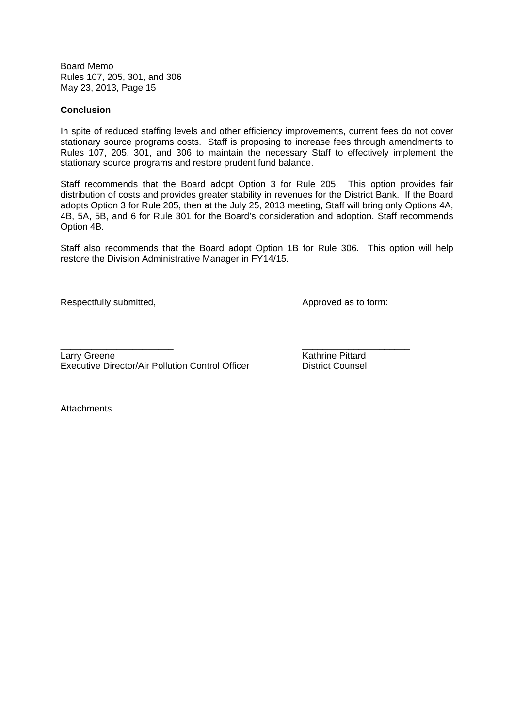## Conclusion

In spite of reduced staffing levels and other efficiency improvements, current fees do not cover stationary source programs costs. Staff is proposing to increase fees through amendments to Rules 107, 205, 301, and 306 to maintain the necessary Staff to effectively implement the stationary source programs and restore prudent fund balance.

Staff recommends that the Board adopt Option 3 for Rule 205. This option provides fair distribution of costs and provides greater stability in revenues for the District Bank. If the Board adopts Option 3 for Rule 205, then at the July 25, 2013 meeting, Staff will bring only Options 4A, 4B, 5A, 5B, and 6 for Rule 301 for the Board's consideration and adoption. Staff recommends Option 4B.

Staff also recommends that the Board adopt Option 1B for Rule 306. This option will help restore the Division Administrative Manager in FY14/15.

---

Respectfully submitted,

______________________
Larry Greene
Executive Director/Air Pollution Control Officer

Approved as to form:

______________________
Kathrine Pittard
District Counsel

Attachments